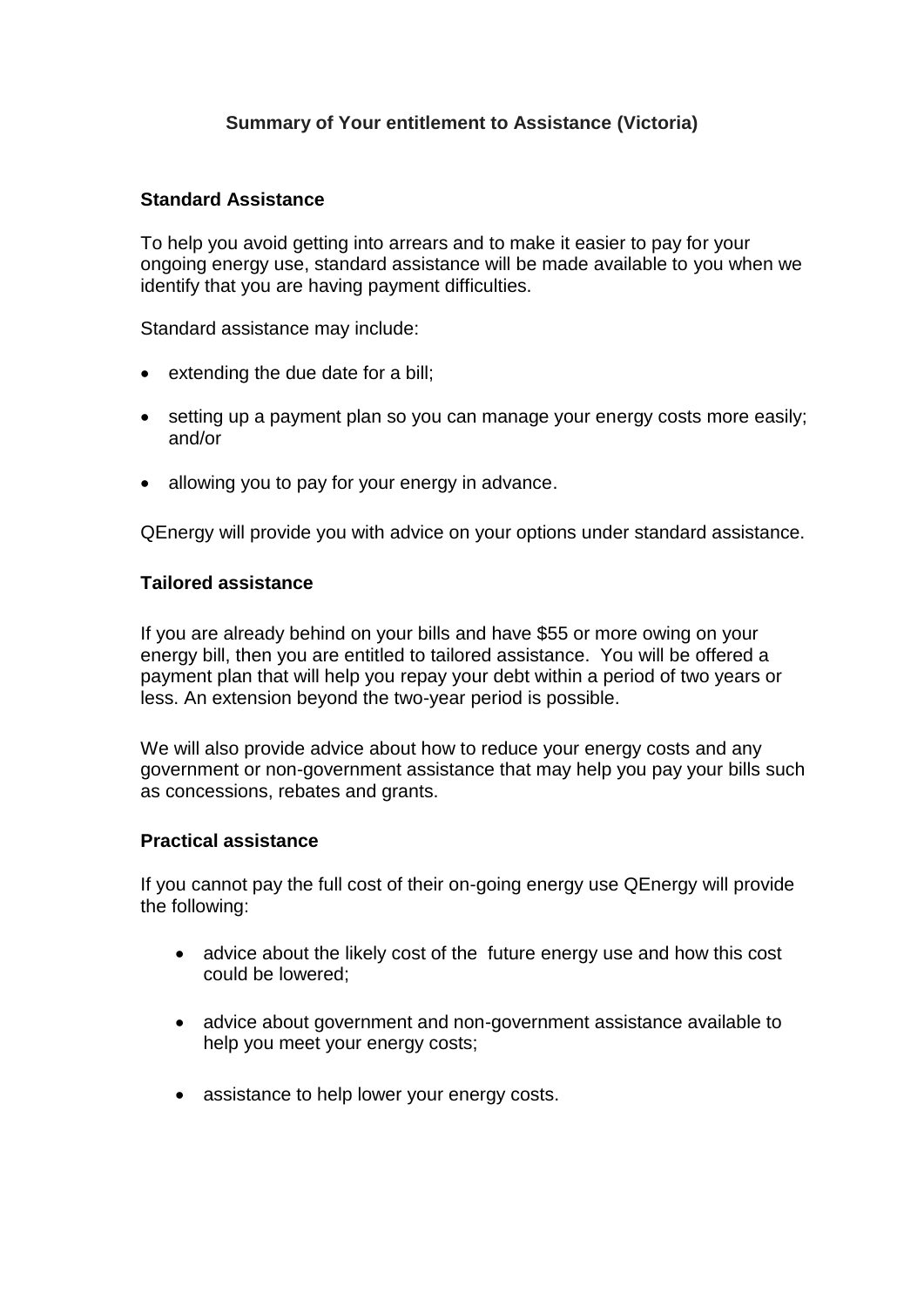# Summary of Your entitlement to Assistance (Victoria)

## Standard Assistance

To help you avoid getting into arrears and to make it easier to pay for your ongoing energy use, standard assistance will be made available to you when we identify that you are having payment difficulties.

Standard assistance may include:

- extending the due date for a bill;
- setting up a payment plan so you can manage your energy costs more easily; and/or
- allowing you to pay for your energy in advance.

QEnergy will provide you with advice on your options under standard assistance.

## Tailored assistance

If you are already behind on your bills and have $55 or more owing on your energy bill, then you are entitled to tailored assistance. You will be offered a payment plan that will help you repay your debt within a period of two years or less. An extension beyond the two-year period is possible.

We will also provide advice about how to reduce your energy costs and any government or non-government assistance that may help you pay your bills such as concessions, rebates and grants.

## Practical assistance

If you cannot pay the full cost of their on-going energy use QEnergy will provide the following:

- advice about the likely cost of the future energy use and how this cost could be lowered;
- advice about government and non-government assistance available to help you meet your energy costs;
- assistance to help lower your energy costs.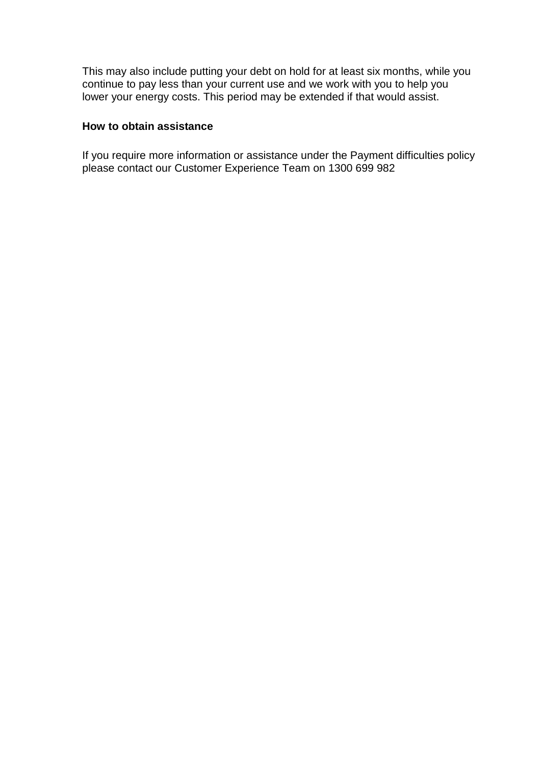This may also include putting your debt on hold for at least six months, while you continue to pay less than your current use and we work with you to help you lower your energy costs. This period may be extended if that would assist.

**How to obtain assistance**

If you require more information or assistance under the Payment difficulties policy please contact our Customer Experience Team on 1300 699 982